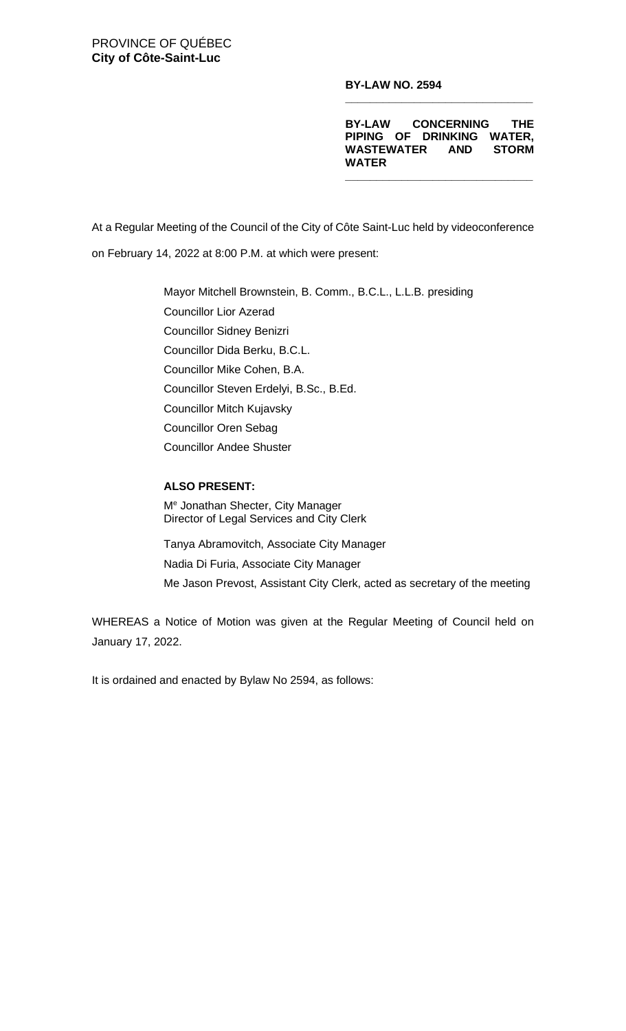PROVINCE OF QUÉBEC
**City of Côte-Saint-Luc**

**BY-LAW NO. 2594**

**BY-LAW CONCERNING THE PIPING OF DRINKING WATER, WASTEWATER AND STORM WATER**

At a Regular Meeting of the Council of the City of Côte Saint-Luc held by videoconference on February 14, 2022 at 8:00 P.M. at which were present:

Mayor Mitchell Brownstein, B. Comm., B.C.L., L.L.B. presiding
Councillor Lior Azerad
Councillor Sidney Benizri
Councillor Dida Berku, B.C.L.
Councillor Mike Cohen, B.A.
Councillor Steven Erdelyi, B.Sc., B.Ed.
Councillor Mitch Kujavsky
Councillor Oren Sebag
Councillor Andee Shuster

**ALSO PRESENT:**

Me Jonathan Shecter, City Manager
Director of Legal Services and City Clerk

Tanya Abramovitch, Associate City Manager
Nadia Di Furia, Associate City Manager
Me Jason Prevost, Assistant City Clerk, acted as secretary of the meeting

WHEREAS a Notice of Motion was given at the Regular Meeting of Council held on January 17, 2022.

It is ordained and enacted by Bylaw No 2594, as follows: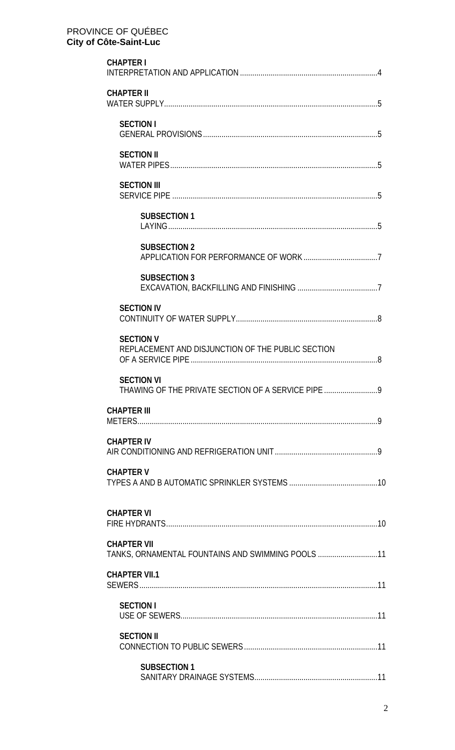PROVINCE OF QUÉBEC
**City of Côte-Saint-Luc**

**CHAPTER I**
INTERPRETATION AND APPLICATION ..................................................................4

**CHAPTER II**
WATER SUPPLY......................................................................................................5

**SECTION I**
GENERAL PROVISIONS...................................................................................5

**SECTION II**
WATER PIPES...................................................................................................5

**SECTION III**
SERVICE PIPE ..................................................................................................5

**SUBSECTION 1**
LAYING.....................................................................................................5

**SUBSECTION 2**
APPLICATION FOR PERFORMANCE OF WORK ....................................7

**SUBSECTION 3**
EXCAVATION, BACKFILLING AND FINISHING .......................................7

**SECTION IV**
CONTINUITY OF WATER SUPPLY....................................................................8

**SECTION V**
REPLACEMENT AND DISJUNCTION OF THE PUBLIC SECTION OF A SERVICE PIPE..........................................................................................8

**SECTION VI**
THAWING OF THE PRIVATE SECTION OF A SERVICE PIPE ..........................9

**CHAPTER III**
METERS..................................................................................................................9

**CHAPTER IV**
AIR CONDITIONING AND REFRIGERATION UNIT .................................................9

**CHAPTER V**
TYPES A AND B AUTOMATIC SPRINKLER SYSTEMS ...........................................10

**CHAPTER VI**
FIRE HYDRANTS.....................................................................................................10

**CHAPTER VII**
TANKS, ORNAMENTAL FOUNTAINS AND SWIMMING POOLS .............................11

**CHAPTER VII.1**
SEWERS..................................................................................................................11

**SECTION I**
USE OF SEWERS..............................................................................................11

**SECTION II**
CONNECTION TO PUBLIC SEWERS.................................................................11

**SUBSECTION 1**
SANITARY DRAINAGE SYSTEMS...........................................................11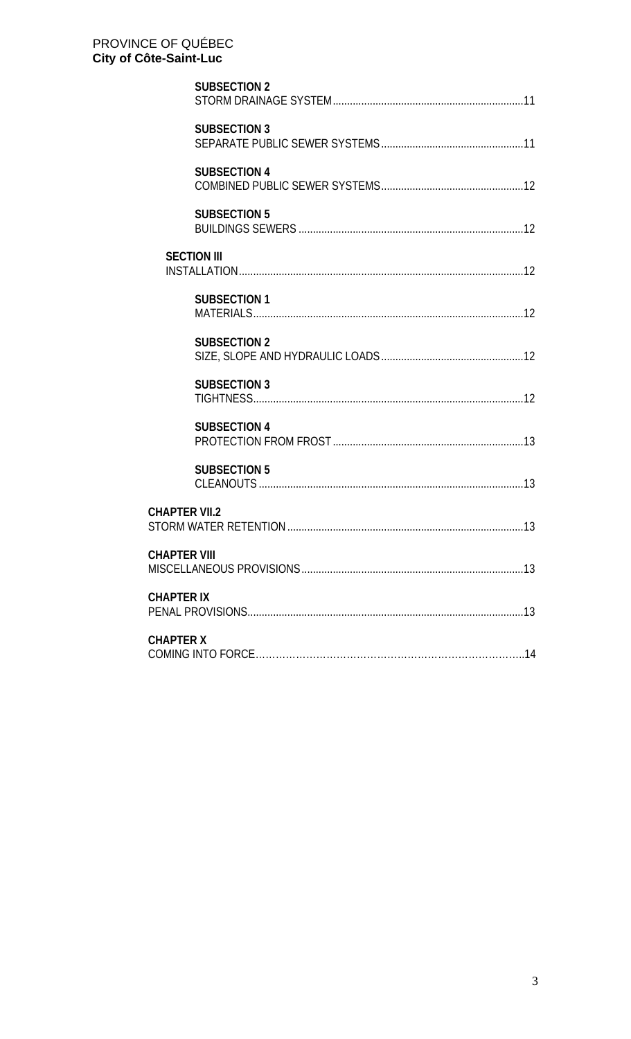**SUBSECTION 2**
STORM DRAINAGE SYSTEM ........................................................................ 11

**SUBSECTION 3**
SEPARATE PUBLIC SEWER SYSTEMS ........................................................ 11

**SUBSECTION 4**
COMBINED PUBLIC SEWER SYSTEMS ........................................................ 12

**SUBSECTION 5**
BUILDINGS SEWERS ................................................................................ 12

**SECTION III**
INSTALLATION ........................................................................................... 12

**SUBSECTION 1**
MATERIALS ................................................................................................ 12

**SUBSECTION 2**
SIZE, SLOPE AND HYDRAULIC LOADS ..................................................... 12

**SUBSECTION 3**
TIGHTNESS ................................................................................................ 12

**SUBSECTION 4**
PROTECTION FROM FROST ...................................................................... 13

**SUBSECTION 5**
CLEANOUTS ............................................................................................... 13

**CHAPTER VII.2**
STORM WATER RETENTION ........................................................................ 13

**CHAPTER VIII**
MISCELLANEOUS PROVISIONS .................................................................... 13

**CHAPTER IX**
PENAL PROVISIONS ...................................................................................... 13

**CHAPTER X**
COMING INTO FORCE ................................................................................... 14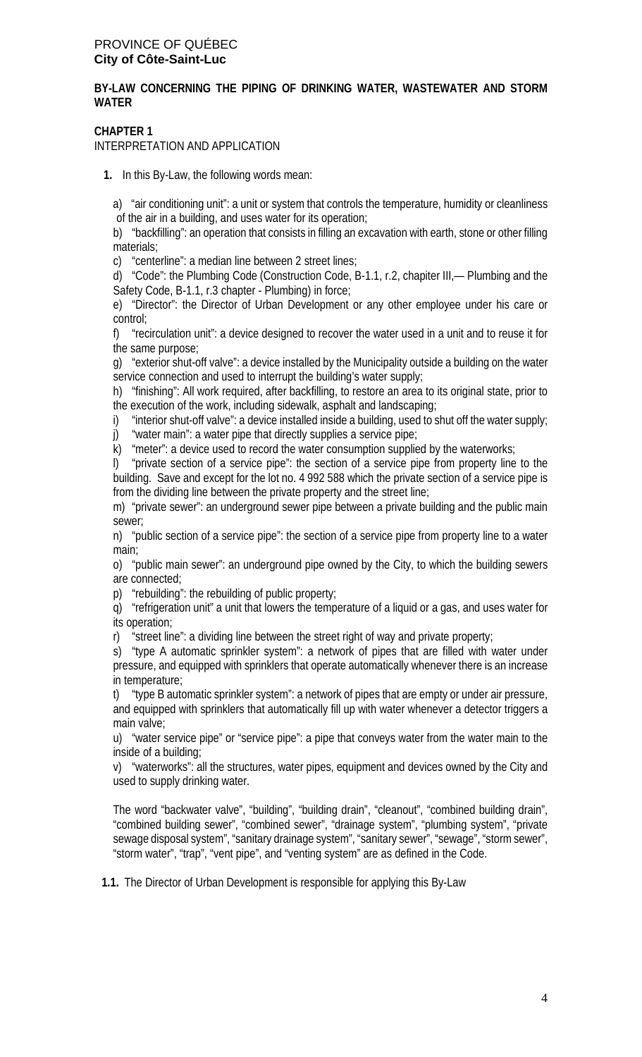PROVINCE OF QUÉBEC
**City of Côte-Saint-Luc**

**BY-LAW CONCERNING THE PIPING OF DRINKING WATER, WASTEWATER AND STORM WATER**

**CHAPTER 1**
INTERPRETATION AND APPLICATION

**1.** In this By-Law, the following words mean:

a) "air conditioning unit": a unit or system that controls the temperature, humidity or cleanliness of the air in a building, and uses water for its operation;

b) "backfilling": an operation that consists in filling an excavation with earth, stone or other filling materials;

c) "centerline": a median line between 2 street lines;

d) "Code": the Plumbing Code (Construction Code, B-1.1, r.2, chapiter III,— Plumbing and the Safety Code, B-1.1, r.3 chapter - Plumbing) in force;

e) "Director": the Director of Urban Development or any other employee under his care or control;

f) "recirculation unit": a device designed to recover the water used in a unit and to reuse it for the same purpose;

g) "exterior shut-off valve": a device installed by the Municipality outside a building on the water service connection and used to interrupt the building's water supply;

h) "finishing": All work required, after backfilling, to restore an area to its original state, prior to the execution of the work, including sidewalk, asphalt and landscaping;

i) "interior shut-off valve": a device installed inside a building, used to shut off the water supply;

j) "water main": a water pipe that directly supplies a service pipe;

k) "meter": a device used to record the water consumption supplied by the waterworks;

l) "private section of a service pipe": the section of a service pipe from property line to the building. Save and except for the lot no. 4 992 588 which the private section of a service pipe is from the dividing line between the private property and the street line;

m) "private sewer": an underground sewer pipe between a private building and the public main sewer;

n) "public section of a service pipe": the section of a service pipe from property line to a water main;

o) "public main sewer": an underground pipe owned by the City, to which the building sewers are connected;

p) "rebuilding": the rebuilding of public property;

q) "refrigeration unit" a unit that lowers the temperature of a liquid or a gas, and uses water for its operation;

r) "street line": a dividing line between the street right of way and private property;

s) "type A automatic sprinkler system": a network of pipes that are filled with water under pressure, and equipped with sprinklers that operate automatically whenever there is an increase in temperature;

t) "type B automatic sprinkler system": a network of pipes that are empty or under air pressure, and equipped with sprinklers that automatically fill up with water whenever a detector triggers a main valve;

u) "water service pipe" or "service pipe": a pipe that conveys water from the water main to the inside of a building;

v) "waterworks": all the structures, water pipes, equipment and devices owned by the City and used to supply drinking water.

The word "backwater valve", "building", "building drain", "cleanout", "combined building drain", "combined building sewer", "combined sewer", "drainage system", "plumbing system", "private sewage disposal system", "sanitary drainage system", "sanitary sewer", "sewage", "storm sewer", "storm water", "trap", "vent pipe", and "venting system" are as defined in the Code.

**1.1.** The Director of Urban Development is responsible for applying this By-Law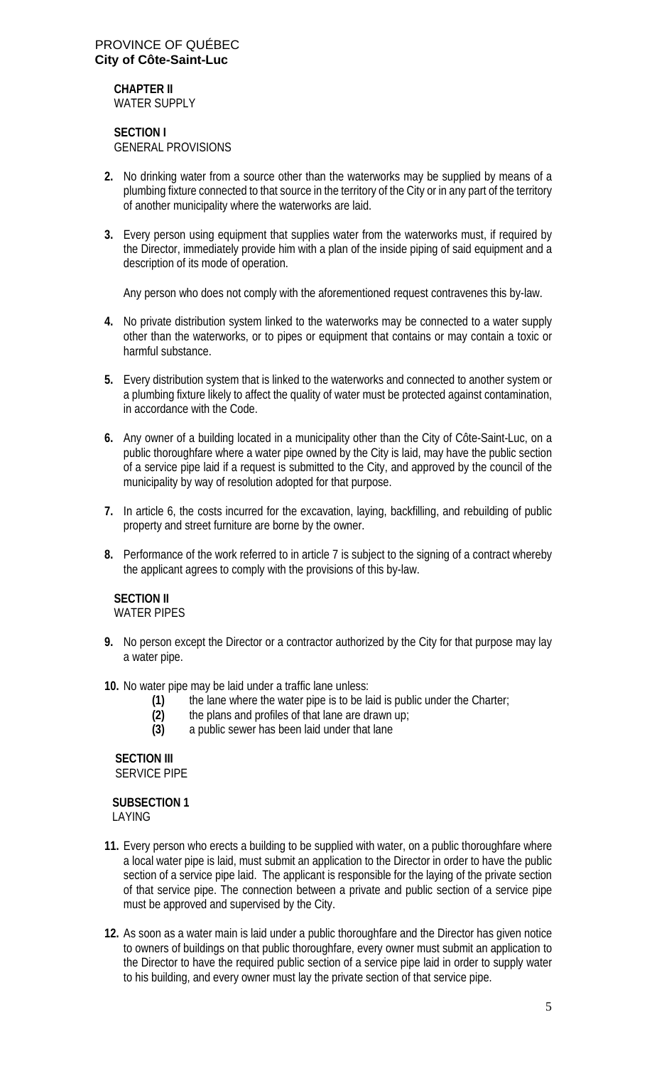PROVINCE OF QUÉBEC
**City of Côte-Saint-Luc**

**CHAPTER II**
WATER SUPPLY

**SECTION I**
GENERAL PROVISIONS

**2.** No drinking water from a source other than the waterworks may be supplied by means of a plumbing fixture connected to that source in the territory of the City or in any part of the territory of another municipality where the waterworks are laid.

**3.** Every person using equipment that supplies water from the waterworks must, if required by the Director, immediately provide him with a plan of the inside piping of said equipment and a description of its mode of operation.

Any person who does not comply with the aforementioned request contravenes this by-law.

**4.** No private distribution system linked to the waterworks may be connected to a water supply other than the waterworks, or to pipes or equipment that contains or may contain a toxic or harmful substance.

**5.** Every distribution system that is linked to the waterworks and connected to another system or a plumbing fixture likely to affect the quality of water must be protected against contamination, in accordance with the Code.

**6.** Any owner of a building located in a municipality other than the City of Côte-Saint-Luc, on a public thoroughfare where a water pipe owned by the City is laid, may have the public section of a service pipe laid if a request is submitted to the City, and approved by the council of the municipality by way of resolution adopted for that purpose.

**7.** In article 6, the costs incurred for the excavation, laying, backfilling, and rebuilding of public property and street furniture are borne by the owner.

**8.** Performance of the work referred to in article 7 is subject to the signing of a contract whereby the applicant agrees to comply with the provisions of this by-law.

**SECTION II**
WATER PIPES

**9.** No person except the Director or a contractor authorized by the City for that purpose may lay a water pipe.

**10.** No water pipe may be laid under a traffic lane unless:

- **(1)** the lane where the water pipe is to be laid is public under the Charter;
- **(2)** the plans and profiles of that lane are drawn up;
- **(3)** a public sewer has been laid under that lane

**SECTION III**
SERVICE PIPE

**SUBSECTION 1**
LAYING

**11.** Every person who erects a building to be supplied with water, on a public thoroughfare where a local water pipe is laid, must submit an application to the Director in order to have the public section of a service pipe laid. The applicant is responsible for the laying of the private section of that service pipe. The connection between a private and public section of a service pipe must be approved and supervised by the City.

**12.** As soon as a water main is laid under a public thoroughfare and the Director has given notice to owners of buildings on that public thoroughfare, every owner must submit an application to the Director to have the required public section of a service pipe laid in order to supply water to his building, and every owner must lay the private section of that service pipe.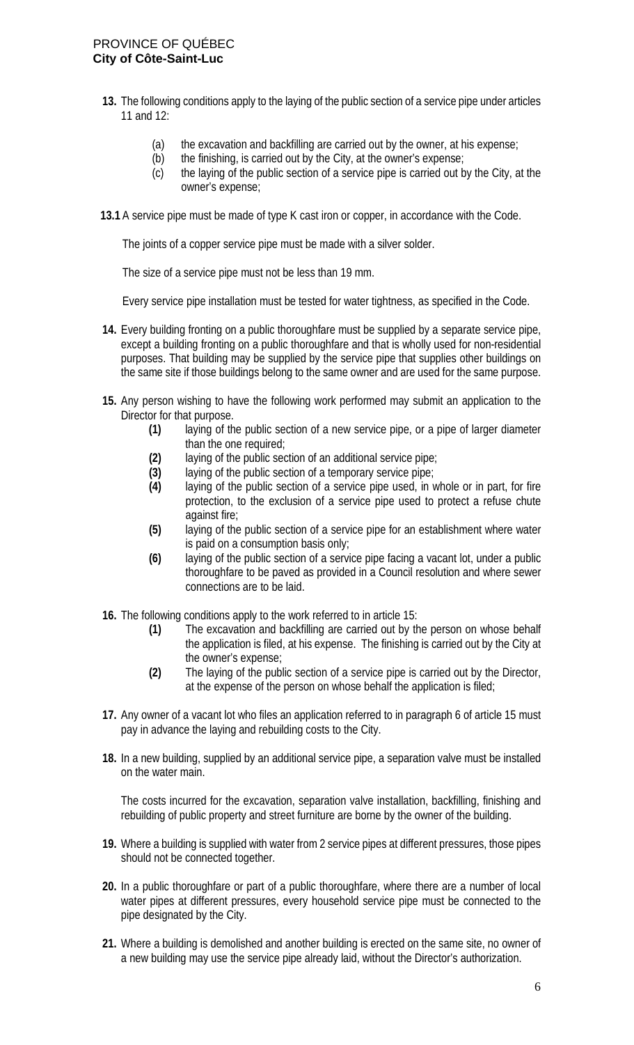**13.** The following conditions apply to the laying of the public section of a service pipe under articles 11 and 12:

- (a) the excavation and backfilling are carried out by the owner, at his expense;
- (b) the finishing, is carried out by the City, at the owner's expense;
- (c) the laying of the public section of a service pipe is carried out by the City, at the owner's expense;

**13.1** A service pipe must be made of type K cast iron or copper, in accordance with the Code.

The joints of a copper service pipe must be made with a silver solder.

The size of a service pipe must not be less than 19 mm.

Every service pipe installation must be tested for water tightness, as specified in the Code.

**14.** Every building fronting on a public thoroughfare must be supplied by a separate service pipe, except a building fronting on a public thoroughfare and that is wholly used for non-residential purposes. That building may be supplied by the service pipe that supplies other buildings on the same site if those buildings belong to the same owner and are used for the same purpose.

**15.** Any person wishing to have the following work performed may submit an application to the Director for that purpose.

- **(1)** laying of the public section of a new service pipe, or a pipe of larger diameter than the one required;
- **(2)** laying of the public section of an additional service pipe;
- **(3)** laying of the public section of a temporary service pipe;
- **(4)** laying of the public section of a service pipe used, in whole or in part, for fire protection, to the exclusion of a service pipe used to protect a refuse chute against fire;
- **(5)** laying of the public section of a service pipe for an establishment where water is paid on a consumption basis only;
- **(6)** laying of the public section of a service pipe facing a vacant lot, under a public thoroughfare to be paved as provided in a Council resolution and where sewer connections are to be laid.

**16.** The following conditions apply to the work referred to in article 15:

- **(1)** The excavation and backfilling are carried out by the person on whose behalf the application is filed, at his expense. The finishing is carried out by the City at the owner's expense;
- **(2)** The laying of the public section of a service pipe is carried out by the Director, at the expense of the person on whose behalf the application is filed;

**17.** Any owner of a vacant lot who files an application referred to in paragraph 6 of article 15 must pay in advance the laying and rebuilding costs to the City.

**18.** In a new building, supplied by an additional service pipe, a separation valve must be installed on the water main.

The costs incurred for the excavation, separation valve installation, backfilling, finishing and rebuilding of public property and street furniture are borne by the owner of the building.

**19.** Where a building is supplied with water from 2 service pipes at different pressures, those pipes should not be connected together.

**20.** In a public thoroughfare or part of a public thoroughfare, where there are a number of local water pipes at different pressures, every household service pipe must be connected to the pipe designated by the City.

**21.** Where a building is demolished and another building is erected on the same site, no owner of a new building may use the service pipe already laid, without the Director's authorization.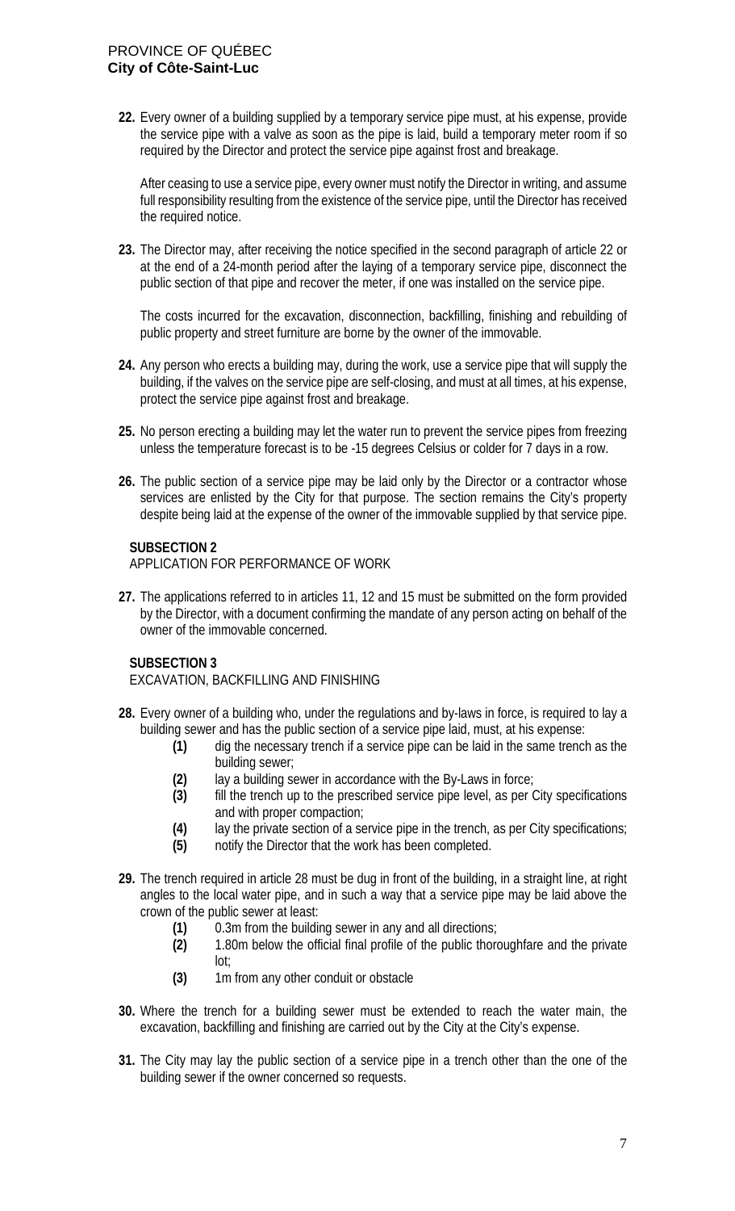**22.** Every owner of a building supplied by a temporary service pipe must, at his expense, provide the service pipe with a valve as soon as the pipe is laid, build a temporary meter room if so required by the Director and protect the service pipe against frost and breakage.

After ceasing to use a service pipe, every owner must notify the Director in writing, and assume full responsibility resulting from the existence of the service pipe, until the Director has received the required notice.

**23.** The Director may, after receiving the notice specified in the second paragraph of article 22 or at the end of a 24-month period after the laying of a temporary service pipe, disconnect the public section of that pipe and recover the meter, if one was installed on the service pipe.

The costs incurred for the excavation, disconnection, backfilling, finishing and rebuilding of public property and street furniture are borne by the owner of the immovable.

**24.** Any person who erects a building may, during the work, use a service pipe that will supply the building, if the valves on the service pipe are self-closing, and must at all times, at his expense, protect the service pipe against frost and breakage.

**25.** No person erecting a building may let the water run to prevent the service pipes from freezing unless the temperature forecast is to be -15 degrees Celsius or colder for 7 days in a row.

**26.** The public section of a service pipe may be laid only by the Director or a contractor whose services are enlisted by the City for that purpose. The section remains the City's property despite being laid at the expense of the owner of the immovable supplied by that service pipe.

**SUBSECTION 2**
APPLICATION FOR PERFORMANCE OF WORK

**27.** The applications referred to in articles 11, 12 and 15 must be submitted on the form provided by the Director, with a document confirming the mandate of any person acting on behalf of the owner of the immovable concerned.

**SUBSECTION 3**
EXCAVATION, BACKFILLING AND FINISHING

**28.** Every owner of a building who, under the regulations and by-laws in force, is required to lay a building sewer and has the public section of a service pipe laid, must, at his expense:

- **(1)** dig the necessary trench if a service pipe can be laid in the same trench as the building sewer;
- **(2)** lay a building sewer in accordance with the By-Laws in force;
- **(3)** fill the trench up to the prescribed service pipe level, as per City specifications and with proper compaction;
- **(4)** lay the private section of a service pipe in the trench, as per City specifications;
- **(5)** notify the Director that the work has been completed.

**29.** The trench required in article 28 must be dug in front of the building, in a straight line, at right angles to the local water pipe, and in such a way that a service pipe may be laid above the crown of the public sewer at least:

- **(1)** 0.3m from the building sewer in any and all directions;
- **(2)** 1.80m below the official final profile of the public thoroughfare and the private lot;
- **(3)** 1m from any other conduit or obstacle

**30.** Where the trench for a building sewer must be extended to reach the water main, the excavation, backfilling and finishing are carried out by the City at the City's expense.

**31.** The City may lay the public section of a service pipe in a trench other than the one of the building sewer if the owner concerned so requests.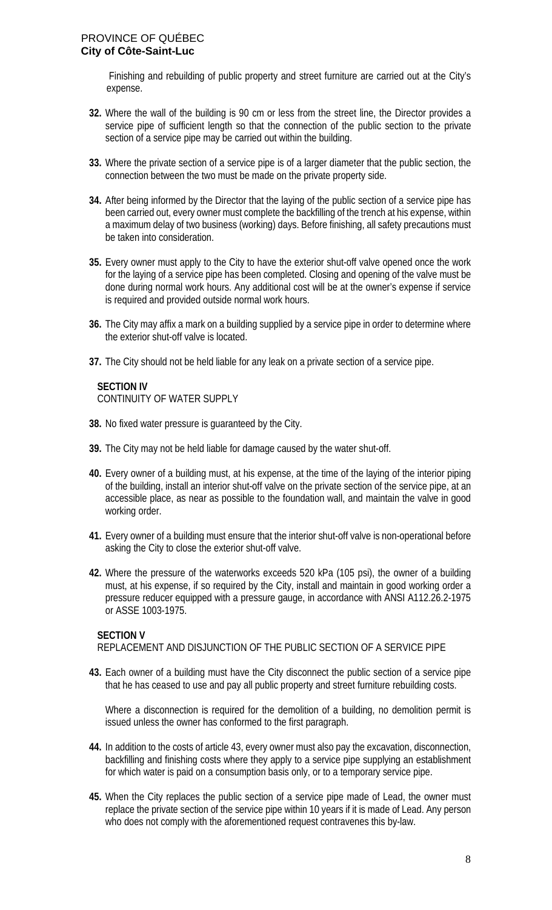Finishing and rebuilding of public property and street furniture are carried out at the City's expense.

**32.** Where the wall of the building is 90 cm or less from the street line, the Director provides a service pipe of sufficient length so that the connection of the public section to the private section of a service pipe may be carried out within the building.

**33.** Where the private section of a service pipe is of a larger diameter that the public section, the connection between the two must be made on the private property side.

**34.** After being informed by the Director that the laying of the public section of a service pipe has been carried out, every owner must complete the backfilling of the trench at his expense, within a maximum delay of two business (working) days. Before finishing, all safety precautions must be taken into consideration.

**35.** Every owner must apply to the City to have the exterior shut-off valve opened once the work for the laying of a service pipe has been completed. Closing and opening of the valve must be done during normal work hours. Any additional cost will be at the owner's expense if service is required and provided outside normal work hours.

**36.** The City may affix a mark on a building supplied by a service pipe in order to determine where the exterior shut-off valve is located.

**37.** The City should not be held liable for any leak on a private section of a service pipe.

**SECTION IV**
CONTINUITY OF WATER SUPPLY

**38.** No fixed water pressure is guaranteed by the City.

**39.** The City may not be held liable for damage caused by the water shut-off.

**40.** Every owner of a building must, at his expense, at the time of the laying of the interior piping of the building, install an interior shut-off valve on the private section of the service pipe, at an accessible place, as near as possible to the foundation wall, and maintain the valve in good working order.

**41.** Every owner of a building must ensure that the interior shut-off valve is non-operational before asking the City to close the exterior shut-off valve.

**42.** Where the pressure of the waterworks exceeds 520 kPa (105 psi), the owner of a building must, at his expense, if so required by the City, install and maintain in good working order a pressure reducer equipped with a pressure gauge, in accordance with ANSI A112.26.2-1975 or ASSE 1003-1975.

**SECTION V**
REPLACEMENT AND DISJUNCTION OF THE PUBLIC SECTION OF A SERVICE PIPE

**43.** Each owner of a building must have the City disconnect the public section of a service pipe that he has ceased to use and pay all public property and street furniture rebuilding costs.

Where a disconnection is required for the demolition of a building, no demolition permit is issued unless the owner has conformed to the first paragraph.

**44.** In addition to the costs of article 43, every owner must also pay the excavation, disconnection, backfilling and finishing costs where they apply to a service pipe supplying an establishment for which water is paid on a consumption basis only, or to a temporary service pipe.

**45.** When the City replaces the public section of a service pipe made of Lead, the owner must replace the private section of the service pipe within 10 years if it is made of Lead. Any person who does not comply with the aforementioned request contravenes this by-law.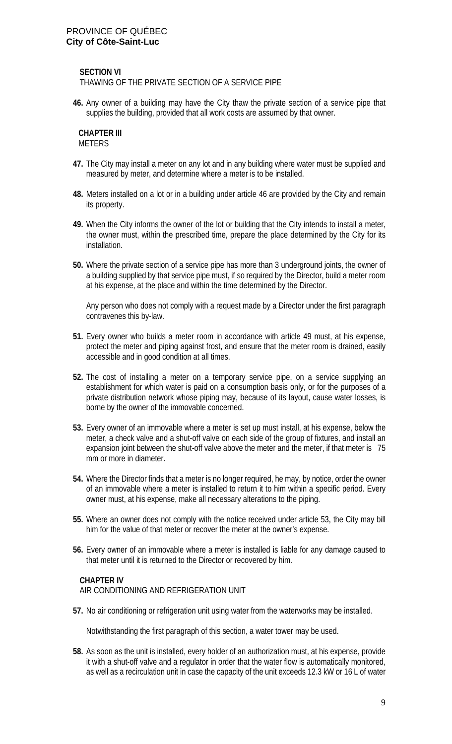**SECTION VI**
THAWING OF THE PRIVATE SECTION OF A SERVICE PIPE

**46.** Any owner of a building may have the City thaw the private section of a service pipe that supplies the building, provided that all work costs are assumed by that owner.

**CHAPTER III**
METERS

**47.** The City may install a meter on any lot and in any building where water must be supplied and measured by meter, and determine where a meter is to be installed.

**48.** Meters installed on a lot or in a building under article 46 are provided by the City and remain its property.

**49.** When the City informs the owner of the lot or building that the City intends to install a meter, the owner must, within the prescribed time, prepare the place determined by the City for its installation.

**50.** Where the private section of a service pipe has more than 3 underground joints, the owner of a building supplied by that service pipe must, if so required by the Director, build a meter room at his expense, at the place and within the time determined by the Director.

Any person who does not comply with a request made by a Director under the first paragraph contravenes this by-law.

**51.** Every owner who builds a meter room in accordance with article 49 must, at his expense, protect the meter and piping against frost, and ensure that the meter room is drained, easily accessible and in good condition at all times.

**52.** The cost of installing a meter on a temporary service pipe, on a service supplying an establishment for which water is paid on a consumption basis only, or for the purposes of a private distribution network whose piping may, because of its layout, cause water losses, is borne by the owner of the immovable concerned.

**53.** Every owner of an immovable where a meter is set up must install, at his expense, below the meter, a check valve and a shut-off valve on each side of the group of fixtures, and install an expansion joint between the shut-off valve above the meter and the meter, if that meter is 75 mm or more in diameter.

**54.** Where the Director finds that a meter is no longer required, he may, by notice, order the owner of an immovable where a meter is installed to return it to him within a specific period. Every owner must, at his expense, make all necessary alterations to the piping.

**55.** Where an owner does not comply with the notice received under article 53, the City may bill him for the value of that meter or recover the meter at the owner's expense.

**56.** Every owner of an immovable where a meter is installed is liable for any damage caused to that meter until it is returned to the Director or recovered by him.

**CHAPTER IV**
AIR CONDITIONING AND REFRIGERATION UNIT

**57.** No air conditioning or refrigeration unit using water from the waterworks may be installed.

Notwithstanding the first paragraph of this section, a water tower may be used.

**58.** As soon as the unit is installed, every holder of an authorization must, at his expense, provide it with a shut-off valve and a regulator in order that the water flow is automatically monitored, as well as a recirculation unit in case the capacity of the unit exceeds 12.3 kW or 16 L of water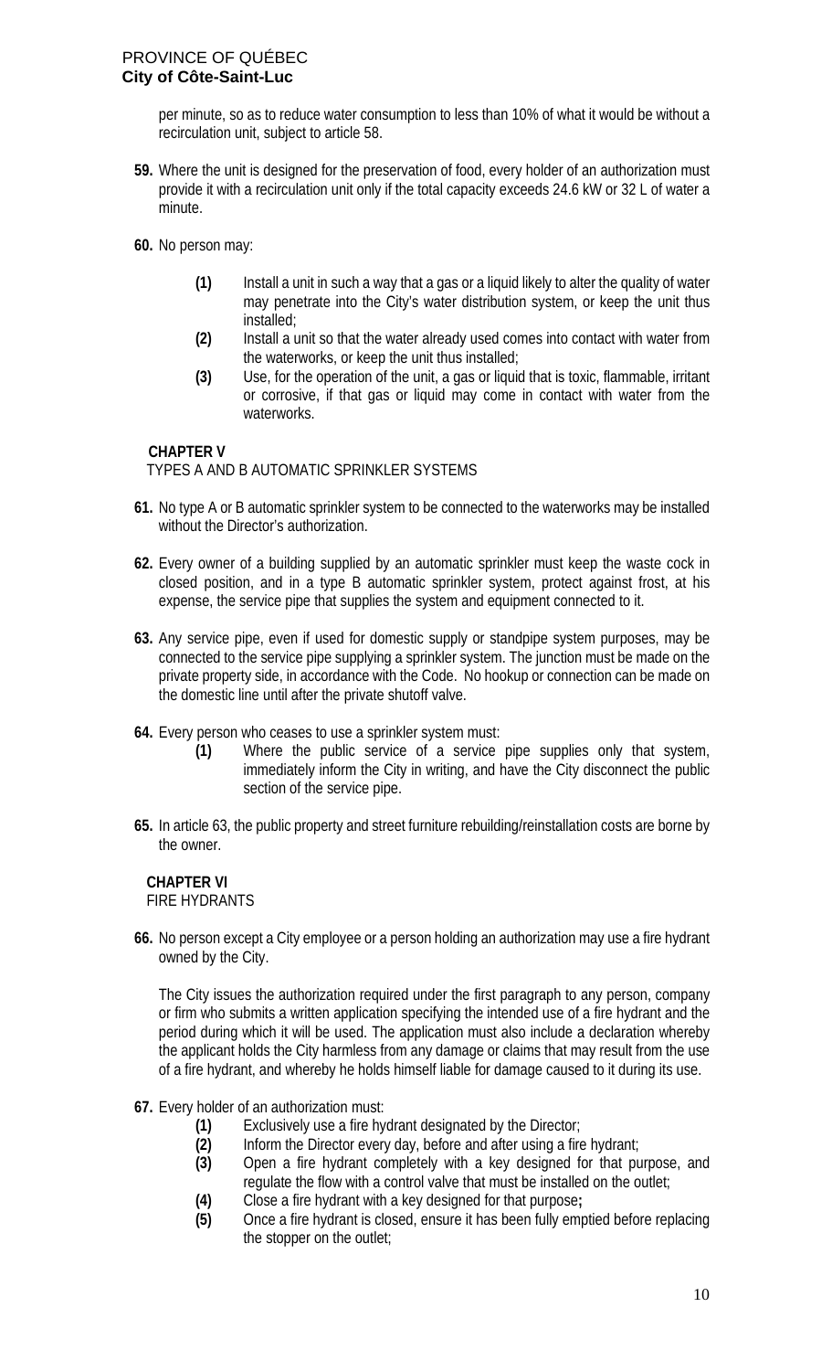per minute, so as to reduce water consumption to less than 10% of what it would be without a recirculation unit, subject to article 58.

**59.** Where the unit is designed for the preservation of food, every holder of an authorization must provide it with a recirculation unit only if the total capacity exceeds 24.6 kW or 32 L of water a minute.

**60.** No person may:

- **(1)** Install a unit in such a way that a gas or a liquid likely to alter the quality of water may penetrate into the City's water distribution system, or keep the unit thus installed;
- **(2)** Install a unit so that the water already used comes into contact with water from the waterworks, or keep the unit thus installed;
- **(3)** Use, for the operation of the unit, a gas or liquid that is toxic, flammable, irritant or corrosive, if that gas or liquid may come in contact with water from the waterworks.

## CHAPTER V
TYPES A AND B AUTOMATIC SPRINKLER SYSTEMS

**61.** No type A or B automatic sprinkler system to be connected to the waterworks may be installed without the Director's authorization.

**62.** Every owner of a building supplied by an automatic sprinkler must keep the waste cock in closed position, and in a type B automatic sprinkler system, protect against frost, at his expense, the service pipe that supplies the system and equipment connected to it.

**63.** Any service pipe, even if used for domestic supply or standpipe system purposes, may be connected to the service pipe supplying a sprinkler system. The junction must be made on the private property side, in accordance with the Code. No hookup or connection can be made on the domestic line until after the private shutoff valve.

**64.** Every person who ceases to use a sprinkler system must:

- **(1)** Where the public service of a service pipe supplies only that system, immediately inform the City in writing, and have the City disconnect the public section of the service pipe.

**65.** In article 63, the public property and street furniture rebuilding/reinstallation costs are borne by the owner.

## CHAPTER VI
FIRE HYDRANTS

**66.** No person except a City employee or a person holding an authorization may use a fire hydrant owned by the City.

The City issues the authorization required under the first paragraph to any person, company or firm who submits a written application specifying the intended use of a fire hydrant and the period during which it will be used. The application must also include a declaration whereby the applicant holds the City harmless from any damage or claims that may result from the use of a fire hydrant, and whereby he holds himself liable for damage caused to it during its use.

**67.** Every holder of an authorization must:

- **(1)** Exclusively use a fire hydrant designated by the Director;
- **(2)** Inform the Director every day, before and after using a fire hydrant;
- **(3)** Open a fire hydrant completely with a key designed for that purpose, and regulate the flow with a control valve that must be installed on the outlet;
- **(4)** Close a fire hydrant with a key designed for that purpose**;**
- **(5)** Once a fire hydrant is closed, ensure it has been fully emptied before replacing the stopper on the outlet;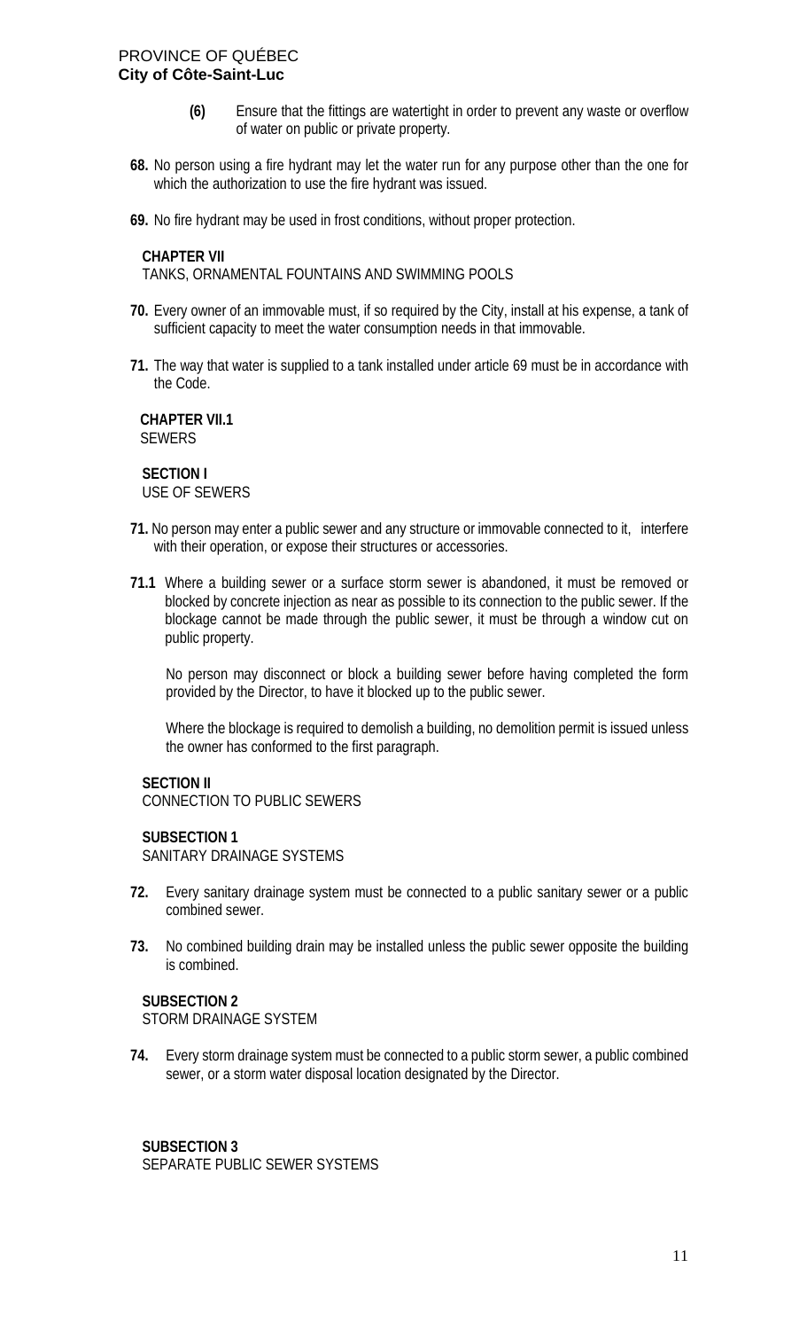**(6)** Ensure that the fittings are watertight in order to prevent any waste or overflow of water on public or private property.

**68.** No person using a fire hydrant may let the water run for any purpose other than the one for which the authorization to use the fire hydrant was issued.

**69.** No fire hydrant may be used in frost conditions, without proper protection.

**CHAPTER VII**
TANKS, ORNAMENTAL FOUNTAINS AND SWIMMING POOLS

**70.** Every owner of an immovable must, if so required by the City, install at his expense, a tank of sufficient capacity to meet the water consumption needs in that immovable.

**71.** The way that water is supplied to a tank installed under article 69 must be in accordance with the Code.

**CHAPTER VII.1**
SEWERS

**SECTION I**
USE OF SEWERS

**71.** No person may enter a public sewer and any structure or immovable connected to it, interfere with their operation, or expose their structures or accessories.

**71.1** Where a building sewer or a surface storm sewer is abandoned, it must be removed or blocked by concrete injection as near as possible to its connection to the public sewer. If the blockage cannot be made through the public sewer, it must be through a window cut on public property.

No person may disconnect or block a building sewer before having completed the form provided by the Director, to have it blocked up to the public sewer.

Where the blockage is required to demolish a building, no demolition permit is issued unless the owner has conformed to the first paragraph.

**SECTION II**
CONNECTION TO PUBLIC SEWERS

**SUBSECTION 1**
SANITARY DRAINAGE SYSTEMS

**72.** Every sanitary drainage system must be connected to a public sanitary sewer or a public combined sewer.

**73.** No combined building drain may be installed unless the public sewer opposite the building is combined.

**SUBSECTION 2**
STORM DRAINAGE SYSTEM

**74.** Every storm drainage system must be connected to a public storm sewer, a public combined sewer, or a storm water disposal location designated by the Director.

**SUBSECTION 3**
SEPARATE PUBLIC SEWER SYSTEMS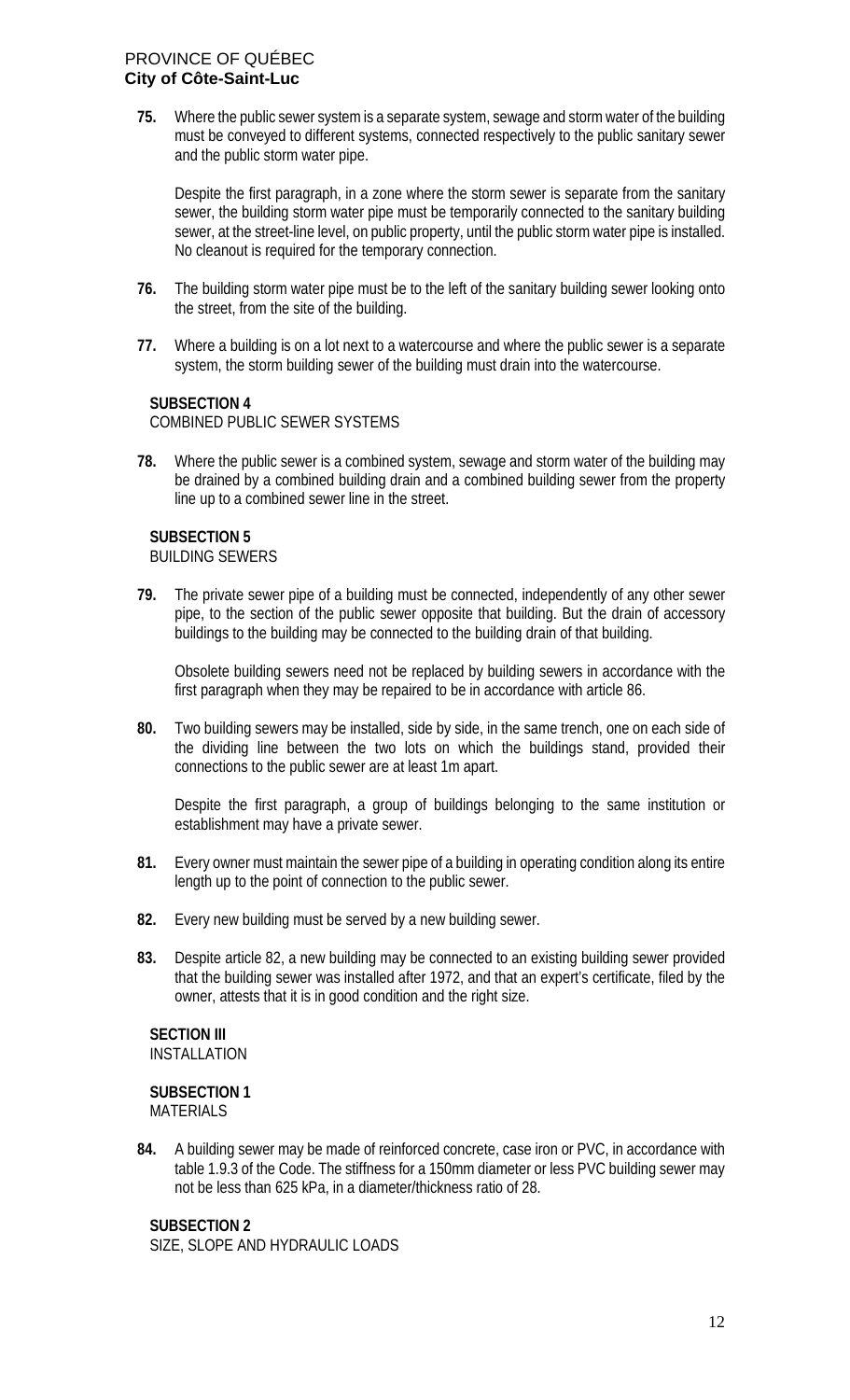**75.** Where the public sewer system is a separate system, sewage and storm water of the building must be conveyed to different systems, connected respectively to the public sanitary sewer and the public storm water pipe.

Despite the first paragraph, in a zone where the storm sewer is separate from the sanitary sewer, the building storm water pipe must be temporarily connected to the sanitary building sewer, at the street-line level, on public property, until the public storm water pipe is installed. No cleanout is required for the temporary connection.

**76.** The building storm water pipe must be to the left of the sanitary building sewer looking onto the street, from the site of the building.

**77.** Where a building is on a lot next to a watercourse and where the public sewer is a separate system, the storm building sewer of the building must drain into the watercourse.

**SUBSECTION 4**
COMBINED PUBLIC SEWER SYSTEMS

**78.** Where the public sewer is a combined system, sewage and storm water of the building may be drained by a combined building drain and a combined building sewer from the property line up to a combined sewer line in the street.

**SUBSECTION 5**
BUILDING SEWERS

**79.** The private sewer pipe of a building must be connected, independently of any other sewer pipe, to the section of the public sewer opposite that building. But the drain of accessory buildings to the building may be connected to the building drain of that building.

Obsolete building sewers need not be replaced by building sewers in accordance with the first paragraph when they may be repaired to be in accordance with article 86.

**80.** Two building sewers may be installed, side by side, in the same trench, one on each side of the dividing line between the two lots on which the buildings stand, provided their connections to the public sewer are at least 1m apart.

Despite the first paragraph, a group of buildings belonging to the same institution or establishment may have a private sewer.

**81.** Every owner must maintain the sewer pipe of a building in operating condition along its entire length up to the point of connection to the public sewer.

**82.** Every new building must be served by a new building sewer.

**83.** Despite article 82, a new building may be connected to an existing building sewer provided that the building sewer was installed after 1972, and that an expert's certificate, filed by the owner, attests that it is in good condition and the right size.

**SECTION III**
INSTALLATION

**SUBSECTION 1**
MATERIALS

**84.** A building sewer may be made of reinforced concrete, case iron or PVC, in accordance with table 1.9.3 of the Code. The stiffness for a 150mm diameter or less PVC building sewer may not be less than 625 kPa, in a diameter/thickness ratio of 28.

**SUBSECTION 2**
SIZE, SLOPE AND HYDRAULIC LOADS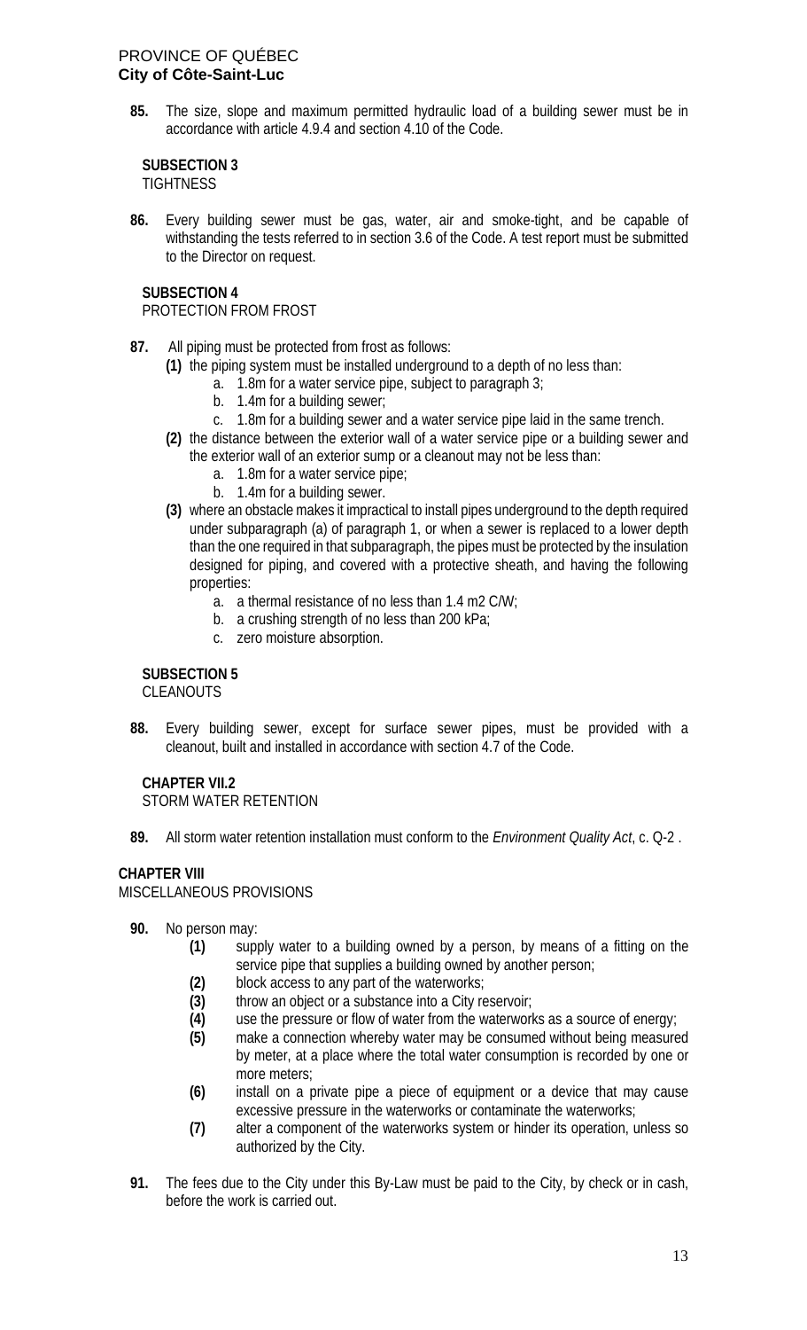**85.** The size, slope and maximum permitted hydraulic load of a building sewer must be in accordance with article 4.9.4 and section 4.10 of the Code.

**SUBSECTION 3**
TIGHTNESS

**86.** Every building sewer must be gas, water, air and smoke-tight, and be capable of withstanding the tests referred to in section 3.6 of the Code. A test report must be submitted to the Director on request.

**SUBSECTION 4**
PROTECTION FROM FROST

**87.** All piping must be protected from frost as follows:

**(1)** the piping system must be installed underground to a depth of no less than:

a. 1.8m for a water service pipe, subject to paragraph 3;
b. 1.4m for a building sewer;
c. 1.8m for a building sewer and a water service pipe laid in the same trench.

**(2)** the distance between the exterior wall of a water service pipe or a building sewer and the exterior wall of an exterior sump or a cleanout may not be less than:

a. 1.8m for a water service pipe;
b. 1.4m for a building sewer.

**(3)** where an obstacle makes it impractical to install pipes underground to the depth required under subparagraph (a) of paragraph 1, or when a sewer is replaced to a lower depth than the one required in that subparagraph, the pipes must be protected by the insulation designed for piping, and covered with a protective sheath, and having the following properties:

a. a thermal resistance of no less than 1.4 m2 C/W;
b. a crushing strength of no less than 200 kPa;
c. zero moisture absorption.

**SUBSECTION 5**
CLEANOUTS

**88.** Every building sewer, except for surface sewer pipes, must be provided with a cleanout, built and installed in accordance with section 4.7 of the Code.

**CHAPTER VII.2**
STORM WATER RETENTION

**89.** All storm water retention installation must conform to the *Environment Quality Act*, c. Q-2 .

**CHAPTER VIII**
MISCELLANEOUS PROVISIONS

**90.** No person may:

**(1)** supply water to a building owned by a person, by means of a fitting on the service pipe that supplies a building owned by another person;
**(2)** block access to any part of the waterworks;
**(3)** throw an object or a substance into a City reservoir;
**(4)** use the pressure or flow of water from the waterworks as a source of energy;
**(5)** make a connection whereby water may be consumed without being measured by meter, at a place where the total water consumption is recorded by one or more meters;
**(6)** install on a private pipe a piece of equipment or a device that may cause excessive pressure in the waterworks or contaminate the waterworks;
**(7)** alter a component of the waterworks system or hinder its operation, unless so authorized by the City.

**91.** The fees due to the City under this By-Law must be paid to the City, by check or in cash, before the work is carried out.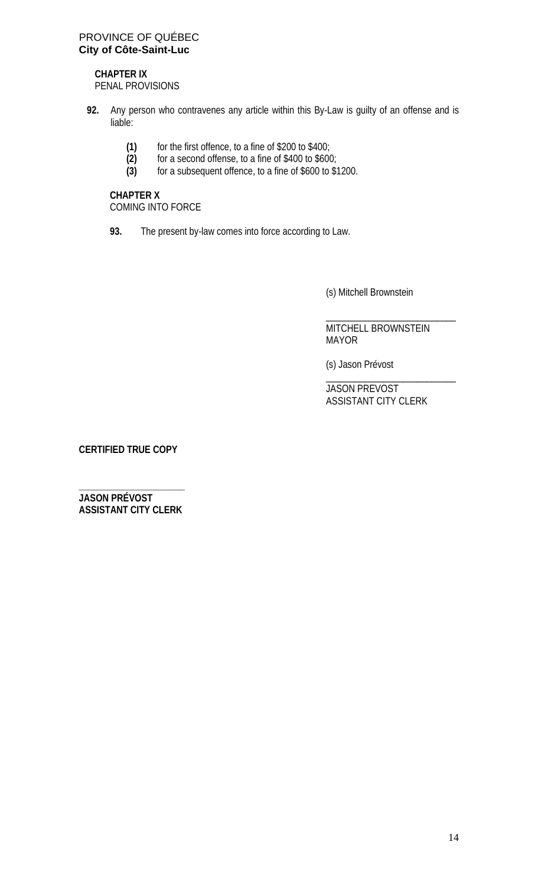PROVINCE OF QUÉBEC
**City of Côte-Saint-Luc**

**CHAPTER IX**
PENAL PROVISIONS

**92.** Any person who contravenes any article within this By-Law is guilty of an offense and is liable:

**(1)** for the first offence, to a fine of $200 to $400;
**(2)** for a second offense, to a fine of $400 to $600;
**(3)** for a subsequent offence, to a fine of $600 to $1200.

**CHAPTER X**
COMING INTO FORCE

**93.** The present by-law comes into force according to Law.

(s) Mitchell Brownstein

\_\_\_\_\_\_\_\_\_\_\_\_\_\_\_\_\_\_\_\_\_\_\_\_\_\_
MITCHELL BROWNSTEIN
MAYOR

(s) Jason Prévost
\_\_\_\_\_\_\_\_\_\_\_\_\_\_\_\_\_\_\_\_\_\_\_\_\_\_
JASON PREVOST
ASSISTANT CITY CLERK

**CERTIFIED TRUE COPY**

\_\_\_\_\_\_\_\_\_\_\_\_\_\_\_\_\_\_\_\_\_\_
**JASON PRÉVOST**
**ASSISTANT CITY CLERK**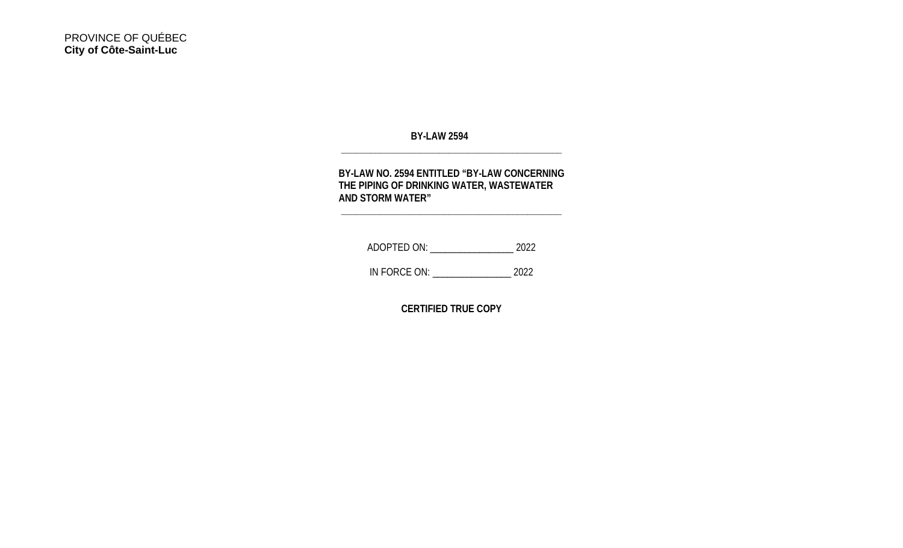PROVINCE OF QUÉBEC
**City of Côte-Saint-Luc**

**BY-LAW 2594**

---

**BY-LAW NO. 2594 ENTITLED "BY-LAW CONCERNING THE PIPING OF DRINKING WATER, WASTEWATER AND STORM WATER"**

---

ADOPTED ON: _________________ 2022

IN FORCE ON: ________________ 2022

**CERTIFIED TRUE COPY**